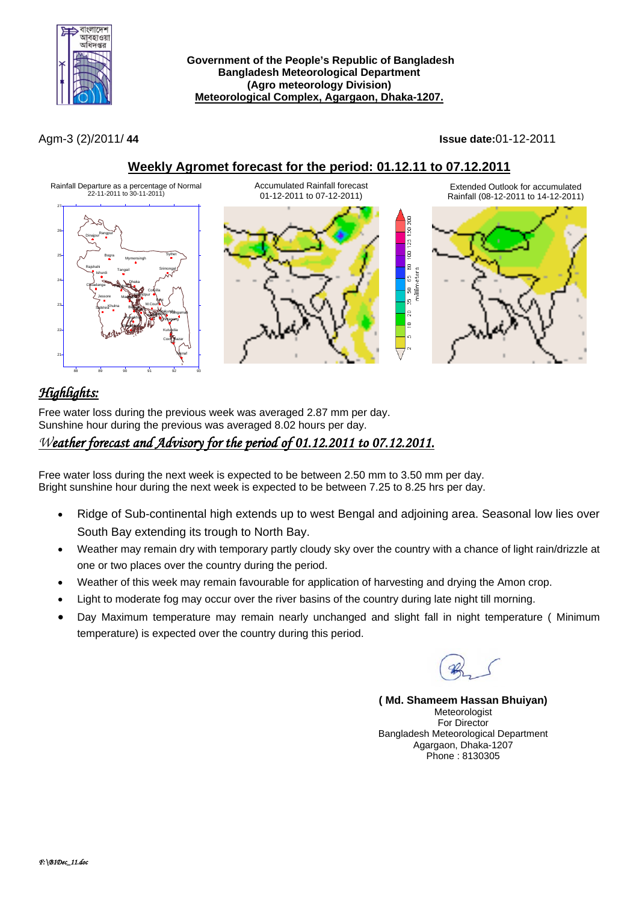**Government of the People's Republic of Bangladesh**
**Bangladesh Meteorological Department**
**(Agro meteorology Division)**
**Meteorological Complex, Agargaon, Dhaka-1207.**

Agm-3 (2)/2011/ **44**

**Issue date:**01-12-2011

## Weekly Agromet forecast for the period: 01.12.11 to 07.12.2011

Rainfall Departure as a percentage of Normal 22-11-2011 to 30-11-2011)

Accumulated Rainfall forecast 01-12-2011 to 07-12-2011)

Extended Outlook for accumulated Rainfall (08-12-2011 to 14-12-2011)

## *Highlights:*

Free water loss during the previous week was averaged 2.87 mm per day.
Sunshine hour during the previous week was averaged 8.02 hours per day.

### *Weather forecast and Advisory for the period of 01.12.2011 to 07.12.2011.*

Free water loss during the next week is expected to be between 2.50 mm to 3.50 mm per day.
Bright sunshine hour during the next week is expected to be between 7.25 to 8.25 hrs per day.

- Ridge of Sub-continental high extends up to west Bengal and adjoining area. Seasonal low lies over South Bay extending its trough to North Bay.
- Weather may remain dry with temporary partly cloudy sky over the country with a chance of light rain/drizzle at one or two places over the country during the period.
- Weather of this week may remain favourable for application of harvesting and drying the Amon crop.
- Light to moderate fog may occur over the river basins of the country during late night till morning.
- Day Maximum temperature may remain nearly unchanged and slight fall in night temperature ( Minimum temperature) is expected over the country during this period.

**( Md. Shameem Hassan Bhuiyan)**
Meteorologist
For Director
Bangladesh Meteorological Department
Agargaon, Dhaka-1207
Phone : 8130305

*F:\B1Dec_11.doc*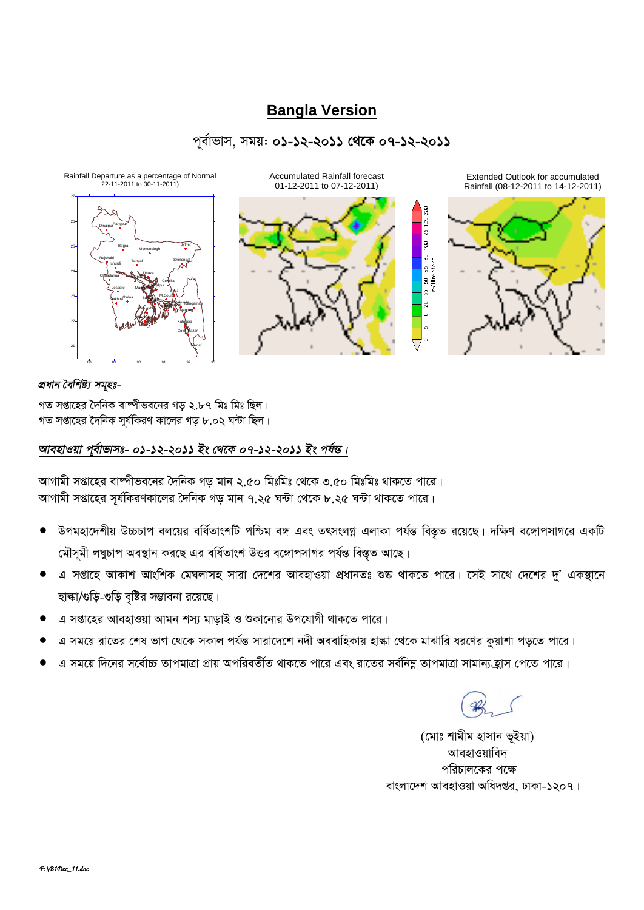# Bangla Version

## পূর্বাভাস, সময়: ০১-১২-২০১১ থেকে ০৭-১২-২০১১

Rainfall Departure as a percentage of Normal 22-11-2011 to 30-11-2011)

Accumulated Rainfall forecast 01-12-2011 to 07-12-2011)

Extended Outlook for accumulated Rainfall (08-12-2011 to 14-12-2011)

***প্রধান বৈশিষ্ট্য সমূহঃ-***

গত সপ্তাহের দৈনিক বাষ্পীভবনের গড় ২.৮৭ মিঃ মিঃ ছিল।
গত সপ্তাহের দৈনিক সূর্যকিরণ কালের গড় ৮.০২ ঘন্টা ছিল।

***আবহাওয়া পূর্বাভাসঃ- ০১-১২-২০১১ ইং থেকে ০৭-১২-২০১১ ইং পর্যন্ত।***

আগামী সপ্তাহের বাষ্পীভবনের দৈনিক গড় মান ২.৫০ মিঃমিঃ থেকে ৩.৫০ মিঃমিঃ থাকতে পারে।
আগামী সপ্তাহের সূর্যকিরণকালের দৈনিক গড় মান ৭.২৫ ঘন্টা থেকে ৮.২৫ ঘন্টা থাকতে পারে।

- উপমহাদেশীয় উচ্চচাপ বলয়ের বর্ধিতাংশটি পশ্চিম বঙ্গ এবং তৎসংলগ্ন এলাকা পর্যন্ত বিস্তৃত রয়েছে। দক্ষিণ বঙ্গোপসাগরে একটি মৌসুমী লঘুচাপ অবস্থান করছে এর বর্ধিতাংশ উত্তর বঙ্গোপসাগর পর্যন্ত বিস্তৃত আছে।
- এ সপ্তাহে আকাশ আংশিক মেঘলাসহ সারা দেশের আবহাওয়া প্রধানতঃ শুষ্ক থাকতে পারে। সেই সাথে দেশের দু' একস্থানে হাল্কা/গুড়ি-গুড়ি বৃষ্টির সম্ভাবনা রয়েছে।
- এ সপ্তাহের আবহাওয়া আমন শস্য মাড়াই ও শুকানোর উপযোগী থাকতে পারে।
- এ সময়ে রাতের শেষ ভাগ থেকে সকাল পর্যন্ত সারাদেশে নদী অববাহিকায় হাল্কা থেকে মাঝারি ধরণের কুয়াশা পড়তে পারে।
- এ সময়ে দিনের সর্বোচ্চ তাপমাত্রা প্রায় অপরিবর্তীত থাকতে পারে এবং রাতের সর্বনিম্ন তাপমাত্রা সামান্য হ্রাস পেতে পারে।

(মোঃ শামীম হাসান ভূইয়া)
আবহাওয়াবিদ
পরিচালকের পক্ষে
বাংলাদেশ আবহাওয়া অধিদপ্তর, ঢাকা-১২০৭।

F:\B1Dec_11.doc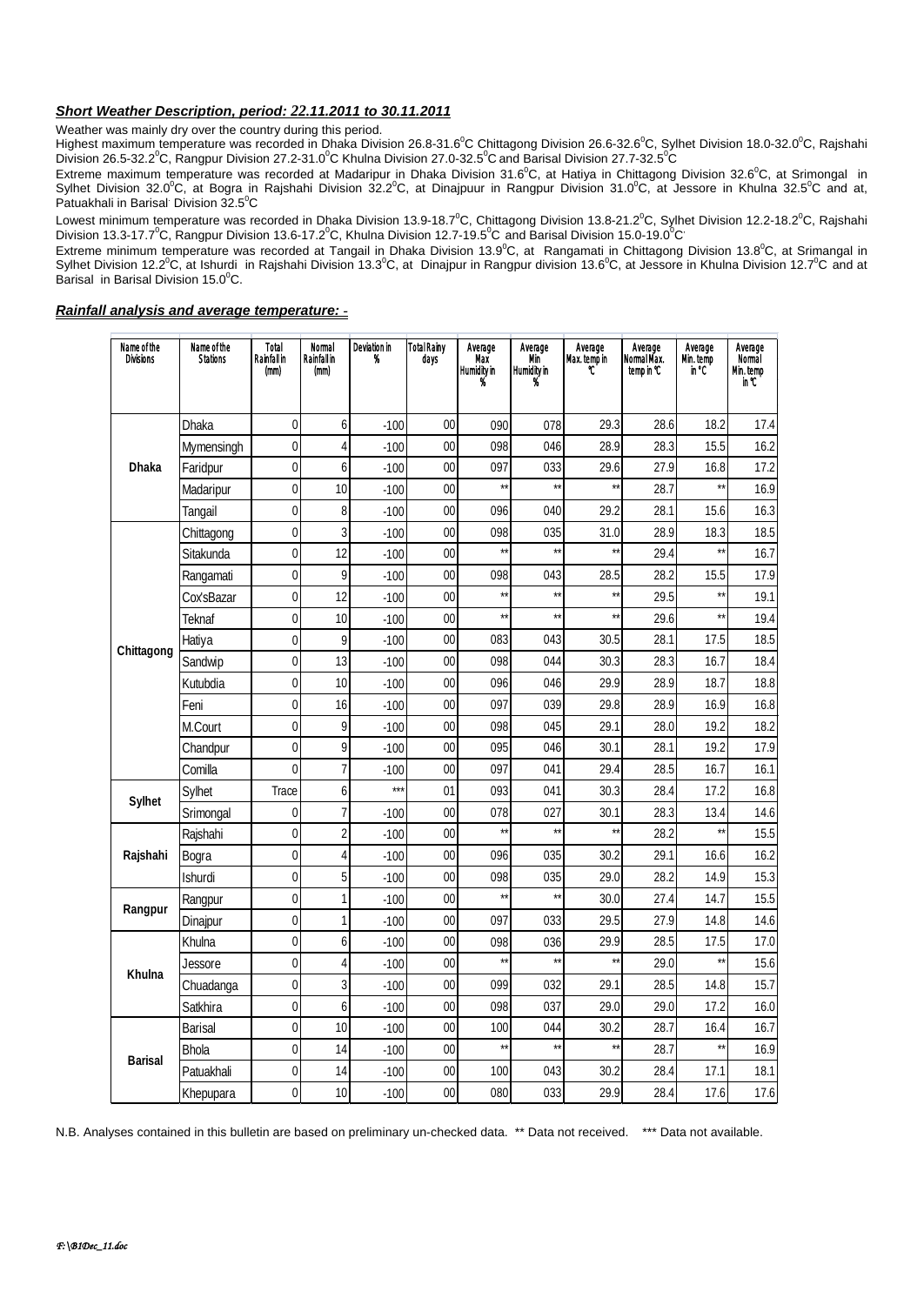## *Short Weather Description, period: 22.11.2011 to 30.11.2011*

Weather was mainly dry over the country during this period.

Highest maximum temperature was recorded in Dhaka Division 26.8-31.6$^{0}$C Chittagong Division 26.6-32.6$^{0}$C, Sylhet Division 18.0-32.0$^{0}$C, Rajshahi Division 26.5-32.2$^{0}$C, Rangpur Division 27.2-31.0$^{0}$C Khulna Division 27.0-32.5$^{0}$C and Barisal Division 27.7-32.5$^{0}$C

Extreme maximum temperature was recorded at Madaripur in Dhaka Division 31.6$^{0}$C, at Hatiya in Chittagong Division 32.6$^{0}$C, at Srimongal in Sylhet Division 32.0$^{0}$C, at Bogra in Rajshahi Division 32.2$^{0}$C, at Dinajpuur in Rangpur Division 31.0$^{0}$C, at Jessore in Khulna 32.5$^{0}$C and at, Patuakhali in Barisal Division 32.5$^{0}$C

Lowest minimum temperature was recorded in Dhaka Division 13.9-18.7$^{0}$C, Chittagong Division 13.8-21.2$^{0}$C, Sylhet Division 12.2-18.2$^{0}$C, Rajshahi Division 13.3-17.7$^{0}$C, Rangpur Division 13.6-17.2$^{0}$C, Khulna Division 12.7-19.5$^{0}$C and Barisal Division 15.0-19.0$^{0}$C.

Extreme minimum temperature was recorded at Tangail in Dhaka Division 13.9$^{0}$C, at Rangamati in Chittagong Division 13.8$^{0}$C, at Srimangal in Sylhet Division 12.2$^{0}$C, at Ishurdi in Rajshahi Division 13.3$^{0}$C, at Dinajpur in Rangpur division 13.6$^{0}$C, at Jessore in Khulna Division 12.7$^{0}$C and at Barisal in Barisal Division 15.0$^{0}$C.

## *Rainfall analysis and average temperature: -*

| Name of the Divisions | Name of the Stations | Total Rainfall in (mm) | Normal Rainfall in (mm) | Deviation in % | Total Rainy days | Average Max Humidity in % | Average Min Humidity in % | Average Max. temp in °C | Average Normal Max. temp in °C | Average Min. temp in °C | Average Normal Min. temp in °C |
|---|---|---|---|---|---|---|---|---|---|---|---|
| Dhaka | Dhaka | 0 | 6 | -100 | 00 | 090 | 078 | 29.3 | 28.6 | 18.2 | 17.4 |
| | Mymensingh | 0 | 4 | -100 | 00 | 098 | 046 | 28.9 | 28.3 | 15.5 | 16.2 |
| | Faridpur | 0 | 6 | -100 | 00 | 097 | 033 | 29.6 | 27.9 | 16.8 | 17.2 |
| | Madaripur | 0 | 10 | -100 | 00 | ** | ** | ** | 28.7 | ** | 16.9 |
| | Tangail | 0 | 8 | -100 | 00 | 096 | 040 | 29.2 | 28.1 | 15.6 | 16.3 |
| Chittagong | Chittagong | 0 | 3 | -100 | 00 | 098 | 035 | 31.0 | 28.9 | 18.3 | 18.5 |
| | Sitakunda | 0 | 12 | -100 | 00 | ** | ** | ** | 29.4 | ** | 16.7 |
| | Rangamati | 0 | 9 | -100 | 00 | 098 | 043 | 28.5 | 28.2 | 15.5 | 17.9 |
| | Cox'sBazar | 0 | 12 | -100 | 00 | ** | ** | ** | 29.5 | ** | 19.1 |
| | Teknaf | 0 | 10 | -100 | 00 | ** | ** | ** | 29.6 | ** | 19.4 |
| | Hatiya | 0 | 9 | -100 | 00 | 083 | 043 | 30.5 | 28.1 | 17.5 | 18.5 |
| | Sandwip | 0 | 13 | -100 | 00 | 098 | 044 | 30.3 | 28.3 | 16.7 | 18.4 |
| | Kutubdia | 0 | 10 | -100 | 00 | 096 | 046 | 29.9 | 28.9 | 18.7 | 18.8 |
| | Feni | 0 | 16 | -100 | 00 | 097 | 039 | 29.8 | 28.9 | 16.9 | 16.8 |
| | M.Court | 0 | 9 | -100 | 00 | 098 | 045 | 29.1 | 28.0 | 19.2 | 18.2 |
| | Chandpur | 0 | 9 | -100 | 00 | 095 | 046 | 30.1 | 28.1 | 19.2 | 17.9 |
| | Comilla | 0 | 7 | -100 | 00 | 097 | 041 | 29.4 | 28.5 | 16.7 | 16.1 |
| Sylhet | Sylhet | Trace | 6 | *** | 01 | 093 | 041 | 30.3 | 28.4 | 17.2 | 16.8 |
| | Srimongal | 0 | 7 | -100 | 00 | 078 | 027 | 30.1 | 28.3 | 13.4 | 14.6 |
| Rajshahi | Rajshahi | 0 | 2 | -100 | 00 | ** | ** | ** | 28.2 | ** | 15.5 |
| | Bogra | 0 | 4 | -100 | 00 | 096 | 035 | 30.2 | 29.1 | 16.6 | 16.2 |
| | Ishurdi | 0 | 5 | -100 | 00 | 098 | 035 | 29.0 | 28.2 | 14.9 | 15.3 |
| Rangpur | Rangpur | 0 | 1 | -100 | 00 | ** | ** | 30.0 | 27.4 | 14.7 | 15.5 |
| | Dinajpur | 0 | 1 | -100 | 00 | 097 | 033 | 29.5 | 27.9 | 14.8 | 14.6 |
| Khulna | Khulna | 0 | 6 | -100 | 00 | 098 | 036 | 29.9 | 28.5 | 17.5 | 17.0 |
| | Jessore | 0 | 4 | -100 | 00 | ** | ** | ** | 29.0 | ** | 15.6 |
| | Chuadanga | 0 | 3 | -100 | 00 | 099 | 032 | 29.1 | 28.5 | 14.8 | 15.7 |
| | Satkhira | 0 | 6 | -100 | 00 | 098 | 037 | 29.0 | 29.0 | 17.2 | 16.0 |
| Barisal | Barisal | 0 | 10 | -100 | 00 | 100 | 044 | 30.2 | 28.7 | 16.4 | 16.7 |
| | Bhola | 0 | 14 | -100 | 00 | ** | ** | ** | 28.7 | ** | 16.9 |
| | Patuakhali | 0 | 14 | -100 | 00 | 100 | 043 | 30.2 | 28.4 | 17.1 | 18.1 |
| | Khepupara | 0 | 10 | -100 | 00 | 080 | 033 | 29.9 | 28.4 | 17.6 | 17.6 |

N.B. Analyses contained in this bulletin are based on preliminary un-checked data. ** Data not received. *** Data not available.